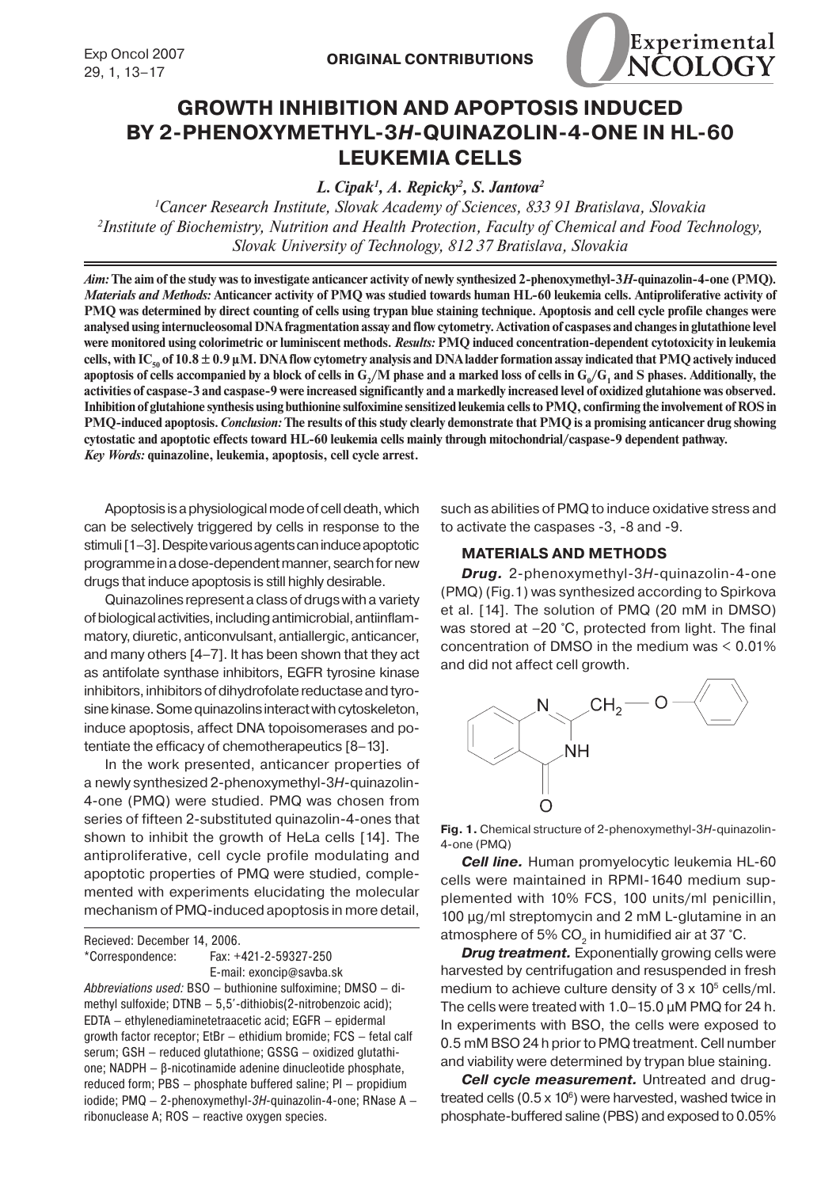ORIGINAL CONTRIBUTIONS

# GROWTH INHIBITION AND APOPTOSIS INDUCED BY 2-PHENOXYMETHYL-3*H*-QUINAZOLIN-4-ONE IN HL-60 LEUKEMIA CELLS

*L. Cipak[1], A. Repicky[2], S. Jantova[2]*

[1]*Cancer Research Institute, Slovak Academy of Sciences, 833 91 Bratislava, Slovakia*
[2]*Institute of Biochemistry, Nutrition and Health Protection, Faculty of Chemical and Food Technology, Slovak University of Technology, 812 37 Bratislava, Slovakia*

***Aim:*** **The aim of the study was to investigate anticancer activity of newly synthesized 2-phenoxymethyl-3*H*-quinazolin-4-one (PMQ).** ***Materials and Methods:*** **Anticancer activity of PMQ was studied towards human HL-60 leukemia cells. Antiproliferative activity of PMQ was determined by direct counting of cells using trypan blue staining technique. Apoptosis and cell cycle profile changes were analysed using internucleosomal DNA fragmentation assay and flow cytometry. Activation of caspases and changes in glutathione level were monitored using colorimetric or luminiscent methods.** ***Results:*** **PMQ induced concentration-dependent cytotoxicity in leukemia cells, with $IC_{50}$ of 10.8 ± 0.9 µM. DNA flow cytometry analysis and DNA ladder formation assay indicated that PMQ actively induced apoptosis of cells accompanied by a block of cells in $G_2/M$ phase and a marked loss of cells in $G_0/G_1$ and S phases. Additionally, the activities of caspase-3 and caspase-9 were increased significantly and a markedly increased level of oxidized glutathione was observed. Inhibition of glutathione synthesis using buthionine sulfoximine sensitized leukemia cells to PMQ, confirming the involvement of ROS in PMQ-induced apoptosis.** ***Conclusion:*** **The results of this study clearly demonstrate that PMQ is a promising anticancer drug showing cytostatic and apoptotic effects toward HL-60 leukemia cells mainly through mitochondrial/caspase-9 dependent pathway.**
***Key Words:*** **quinazoline, leukemia, apoptosis, cell cycle arrest.**

Apoptosis is a physiological mode of cell death, which can be selectively triggered by cells in response to the stimuli [1–3]. Despite various agents can induce apoptotic programme in a dose-dependent manner, search for new drugs that induce apoptosis is still highly desirable.

Quinazolines represent a class of drugs with a variety of biological activities, including antimicrobial, antiinflammatory, diuretic, anticonvulsant, antiallergic, anticancer, and many others [4–7]. It has been shown that they act as antifolate synthase inhibitors, EGFR tyrosine kinase inhibitors, inhibitors of dihydrofolate reductase and tyrosine kinase. Some quinazolins interact with cytoskeleton, induce apoptosis, affect DNA topoisomerases and potentiate the efficacy of chemotherapeutics [8–13].

In the work presented, anticancer properties of a newly synthesized 2-phenoxymethyl-3*H*-quinazolin-4-one (PMQ) were studied. PMQ was chosen from series of fifteen 2-substituted quinazolin-4-ones that shown to inhibit the growth of HeLa cells [14]. The antiproliferative, cell cycle profile modulating and apoptotic properties of PMQ were studied, complemented with experiments elucidating the molecular mechanism of PMQ-induced apoptosis in more detail, such as abilities of PMQ to induce oxidative stress and to activate the caspases -3, -8 and -9.

Recieved: December 14, 2006.
*Correspondence: Fax: +421-2-59327-250
E-mail: exoncip@savba.sk
*Abbreviations used:* BSO – buthionine sulfoximine; DMSO – dimethyl sulfoxide; DTNB – 5,5′-dithiobis(2-nitrobenzoic acid); EDTA – ethylenediaminetetraacetic acid; EGFR – epidermal growth factor receptor; EtBr – ethidium bromide; FCS – fetal calf serum; GSH – reduced glutathione; GSSG – oxidized glutathione; NADPH – β-nicotinamide adenine dinucleotide phosphate, reduced form; PBS – phosphate buffered saline; PI – propidium iodide; PMQ – 2-phenoxymethyl-*3H*-quinazolin-4-one; RNase A – ribonuclease A; ROS – reactive oxygen species.

## MATERIALS AND METHODS

***Drug.*** 2-phenoxymethyl-3*H*-quinazolin-4-one (PMQ) (Fig. 1) was synthesized according to Spirkova et al. [14]. The solution of PMQ (20 mM in DMSO) was stored at –20 °C, protected from light. The final concentration of DMSO in the medium was < 0.01% and did not affect cell growth.

**Fig. 1.** Chemical structure of 2-phenoxymethyl-3*H*-quinazolin-4-one (PMQ)

***Cell line.*** Human promyelocytic leukemia HL-60 cells were maintained in RPMI-1640 medium supplemented with 10% FCS, 100 units/ml penicillin, 100 µg/ml streptomycin and 2 mM L-glutamine in an atmosphere of 5% $CO_2$ in humidified air at 37 °C.

***Drug treatment.*** Exponentially growing cells were harvested by centrifugation and resuspended in fresh medium to achieve culture density of $3 \times 10^5$ cells/ml. The cells were treated with 1.0–15.0 µM PMQ for 24 h. In experiments with BSO, the cells were exposed to 0.5 mM BSO 24 h prior to PMQ treatment. Cell number and viability were determined by trypan blue staining.

***Cell cycle measurement.*** Untreated and drug-treated cells ($0.5 \times 10^6$) were harvested, washed twice in phosphate-buffered saline (PBS) and exposed to 0.05%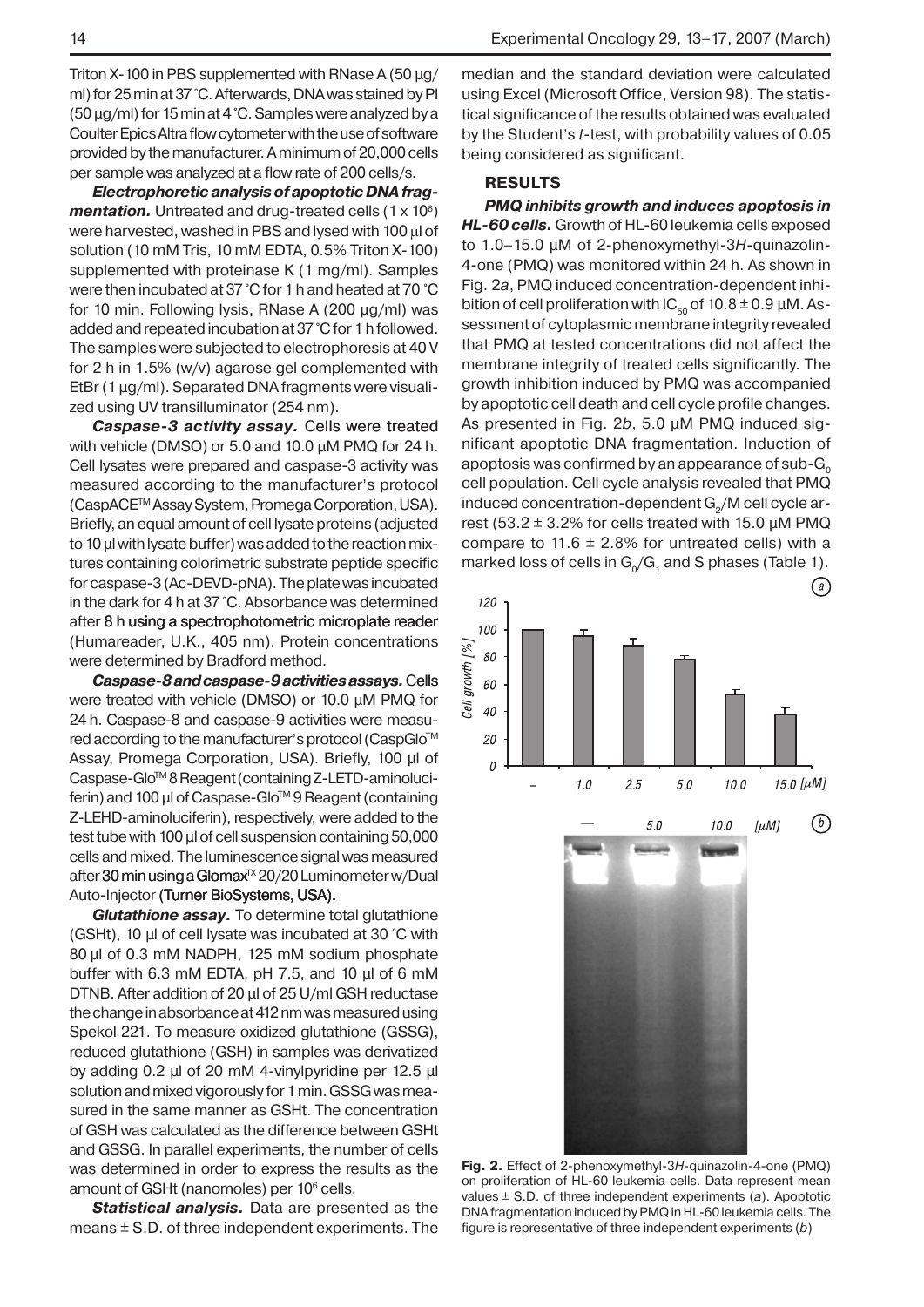Triton X-100 in PBS supplemented with RNase A (50 µg/ml) for 25 min at 37 °C. Afterwards, DNA was stained by PI (50 µg/ml) for 15 min at 4 °C. Samples were analyzed by a Coulter Epics Altra flow cytometer with the use of software provided by the manufacturer. A minimum of 20,000 cells per sample was analyzed at a flow rate of 200 cells/s.

***Electrophoretic analysis of apoptotic DNA fragmentation.*** Untreated and drug-treated cells (1 x $10^6$) were harvested, washed in PBS and lysed with 100 µl of solution (10 mM Tris, 10 mM EDTA, 0.5% Triton X-100) supplemented with proteinase K (1 mg/ml). Samples were then incubated at 37 °C for 1 h and heated at 70 °C for 10 min. Following lysis, RNase A (200 µg/ml) was added and repeated incubation at 37 °C for 1 h followed. The samples were subjected to electrophoresis at 40 V for 2 h in 1.5% (w/v) agarose gel complemented with EtBr (1 µg/ml). Separated DNA fragments were visualized using UV transilluminator (254 nm).

***Caspase-3 activity assay.*** Cells were treated with vehicle (DMSO) or 5.0 and 10.0 µM PMQ for 24 h. Cell lysates were prepared and caspase-3 activity was measured according to the manufacturer's protocol (CaspACE™ Assay System, Promega Corporation, USA). Briefly, an equal amount of cell lysate proteins (adjusted to 10 µl with lysate buffer) was added to the reaction mixtures containing colorimetric substrate peptide specific for caspase-3 (Ac-DEVD-pNA). The plate was incubated in the dark for 4 h at 37 °C. Absorbance was determined after 8 h using a spectrophotometric microplate reader (Humareader, U.K., 405 nm). Protein concentrations were determined by Bradford method.

***Caspase-8 and caspase-9 activities assays.*** Cells were treated with vehicle (DMSO) or 10.0 µM PMQ for 24 h. Caspase-8 and caspase-9 activities were measured according to the manufacturer's protocol (CaspGlo™ Assay, Promega Corporation, USA). Briefly, 100 µl of Caspase-Glo™ 8 Reagent (containing Z-LETD-aminoluciferin) and 100 µl of Caspase-Glo™ 9 Reagent (containing Z-LEHD-aminoluciferin), respectively, were added to the test tube with 100 µl of cell suspension containing 50,000 cells and mixed. The luminescence signal was measured after 30 min using a Glomax™ 20/20 Luminometer w/Dual Auto-Injector (Turner BioSystems, USA).

***Glutathione assay.*** To determine total glutathione (GSHt), 10 µl of cell lysate was incubated at 30 °C with 80 µl of 0.3 mM NADPH, 125 mM sodium phosphate buffer with 6.3 mM EDTA, pH 7.5, and 10 µl of 6 mM DTNB. After addition of 20 µl of 25 U/ml GSH reductase the change in absorbance at 412 nm was measured using Spekol 221. To measure oxidized glutathione (GSSG), reduced glutathione (GSH) in samples was derivatized by adding 0.2 µl of 20 mM 4-vinylpyridine per 12.5 µl solution and mixed vigorously for 1 min. GSSG was measured in the same manner as GSHt. The concentration of GSH was calculated as the difference between GSHt and GSSG. In parallel experiments, the number of cells was determined in order to express the results as the amount of GSHt (nanomoles) per $10^6$ cells.

***Statistical analysis.*** Data are presented as the means ± S.D. of three independent experiments. The median and the standard deviation were calculated using Excel (Microsoft Office, Version 98). The statistical significance of the results obtained was evaluated by the Student's *t*-test, with probability values of 0.05 being considered as significant.

## RESULTS

***PMQ inhibits growth and induces apoptosis in HL-60 cells.*** Growth of HL-60 leukemia cells exposed to 1.0–15.0 µM of 2-phenoxymethyl-3*H*-quinazolin-4-one (PMQ) was monitored within 24 h. As shown in Fig. 2*a*, PMQ induced concentration-dependent inhibition of cell proliferation with $IC_{50}$ of 10.8 ± 0.9 µM. Assessment of cytoplasmic membrane integrity revealed that PMQ at tested concentrations did not affect the membrane integrity of treated cells significantly. The growth inhibition induced by PMQ was accompanied by apoptotic cell death and cell cycle profile changes. As presented in Fig. 2*b*, 5.0 µM PMQ induced significant apoptotic DNA fragmentation. Induction of apoptosis was confirmed by an appearance of sub-$G_0$ cell population. Cell cycle analysis revealed that PMQ induced concentration-dependent $G_2$/M cell cycle arrest (53.2 ± 3.2% for cells treated with 15.0 µM PMQ compare to 11.6 ± 2.8% for untreated cells) with a marked loss of cells in $G_0$/$G_1$ and S phases (Table 1).

**Fig. 2.** Effect of 2-phenoxymethyl-3*H*-quinazolin-4-one (PMQ) on proliferation of HL-60 leukemia cells. Data represent mean values ± S.D. of three independent experiments (*a*). Apoptotic DNA fragmentation induced by PMQ in HL-60 leukemia cells. The figure is representative of three independent experiments (*b*)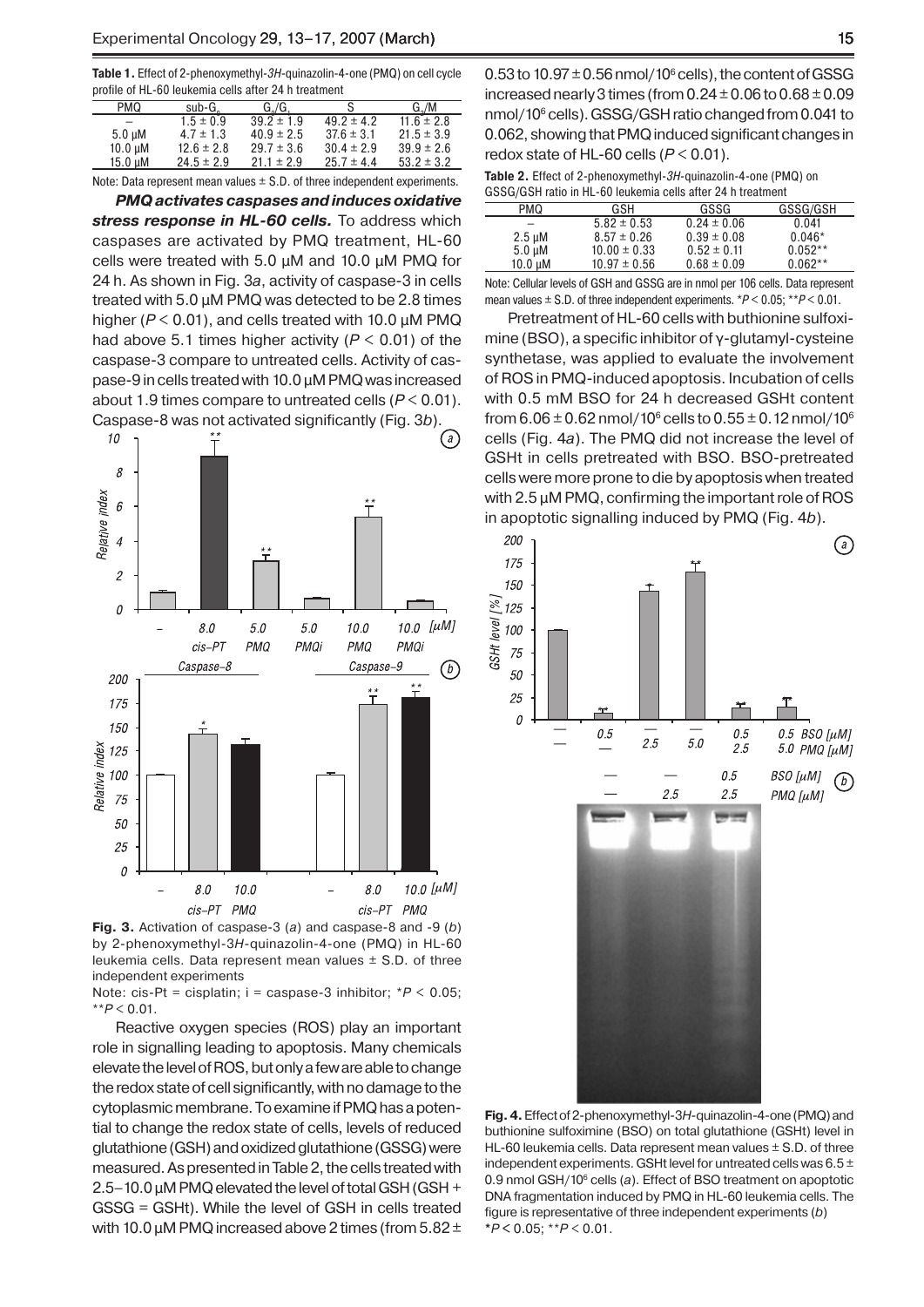**Table 1.** Effect of 2-phenoxymethyl-*3H*-quinazolin-4-one (PMQ) on cell cycle profile of HL-60 leukemia cells after 24 h treatment

| PMQ | sub-$G_1$ | $G_0/G_1$ | S | $G_2/M$ |
|---|---|---|---|---|
| – | 1.5 ± 0.9 | 39.2 ± 1.9 | 49.2 ± 4.2 | 11.6 ± 2.8 |
| 5.0 μM | 4.7 ± 1.3 | 40.9 ± 2.5 | 37.6 ± 3.1 | 21.5 ± 3.9 |
| 10.0 μM | 12.6 ± 2.8 | 29.7 ± 3.6 | 30.4 ± 2.9 | 39.9 ± 2.6 |
| 15.0 μM | 24.5 ± 2.9 | 21.1 ± 2.9 | 25.7 ± 4.4 | 53.2 ± 3.2 |

Note: Data represent mean values ± S.D. of three independent experiments.

***PMQ activates caspases and induces oxidative stress response in HL-60 cells.*** To address which caspases are activated by PMQ treatment, HL-60 cells were treated with 5.0 μM and 10.0 μM PMQ for 24 h. As shown in Fig. 3*a*, activity of caspase-3 in cells treated with 5.0 μM PMQ was detected to be 2.8 times higher ($P < 0.01$), and cells treated with 10.0 μM PMQ had above 5.1 times higher activity ($P < 0.01$) of the caspase-3 compare to untreated cells. Activity of caspase-9 in cells treated with 10.0 μM PMQ was increased about 1.9 times compare to untreated cells ($P < 0.01$). Caspase-8 was not activated significantly (Fig. 3*b*).

**Fig. 3.** Activation of caspase-3 (*a*) and caspase-8 and -9 (*b*) by 2-phenoxymethyl-*3H*-quinazolin-4-one (PMQ) in HL-60 leukemia cells. Data represent mean values ± S.D. of three independent experiments
Note: cis-Pt = cisplatin; i = caspase-3 inhibitor; $^*P < 0.05$; $^{**}P < 0.01$.

Reactive oxygen species (ROS) play an important role in signalling leading to apoptosis. Many chemicals elevate the level of ROS, but only a few are able to change the redox state of cell significantly, with no damage to the cytoplasmic membrane. To examine if PMQ has a potential to change the redox state of cells, levels of reduced glutathione (GSH) and oxidized glutathione (GSSG) were measured. As presented in Table 2, the cells treated with 2.5–10.0 μM PMQ elevated the level of total GSH (GSH + GSSG = GSHt). While the level of GSH in cells treated with 10.0 μM PMQ increased above 2 times (from 5.82 ± 0.53 to 10.97 ± 0.56 nmol/$10^6$ cells), the content of GSSG increased nearly 3 times (from 0.24 ± 0.06 to 0.68 ± 0.09 nmol/$10^6$ cells). GSSG/GSH ratio changed from 0.041 to 0.062, showing that PMQ induced significant changes in redox state of HL-60 cells ($P < 0.01$).

**Table 2.** Effect of 2-phenoxymethyl-*3H*-quinazolin-4-one (PMQ) on GSSG/GSH ratio in HL-60 leukemia cells after 24 h treatment

| PMQ | GSH | GSSG | GSSG/GSH |
|---|---|---|---|
| – | 5.82 ± 0.53 | 0.24 ± 0.06 | 0.041 |
| 2.5 μM | 8.57 ± 0.26 | 0.39 ± 0.08 | 0.046* |
| 5.0 μM | 10.00 ± 0.33 | 0.52 ± 0.11 | 0.052** |
| 10.0 μM | 10.97 ± 0.56 | 0.68 ± 0.09 | 0.062** |

Note: Cellular levels of GSH and GSSG are in nmol per 106 cells. Data represent mean values ± S.D. of three independent experiments. $^*P < 0.05$; $^{**}P < 0.01$.

Pretreatment of HL-60 cells with buthionine sulfoximine (BSO), a specific inhibitor of γ-glutamyl-cysteine synthetase, was applied to evaluate the involvement of ROS in PMQ-induced apoptosis. Incubation of cells with 0.5 mM BSO for 24 h decreased GSHt content from 6.06 ± 0.62 nmol/$10^6$ cells to 0.55 ± 0.12 nmol/$10^6$ cells (Fig. 4*a*). The PMQ did not increase the level of GSHt in cells pretreated with BSO. BSO-pretreated cells were more prone to die by apoptosis when treated with 2.5 μM PMQ, confirming the important role of ROS in apoptotic signalling induced by PMQ (Fig. 4*b*).

**Fig. 4.** Effect of 2-phenoxymethyl-3*H*-quinazolin-4-one (PMQ) and buthionine sulfoximine (BSO) on total glutathione (GSHt) level in HL-60 leukemia cells. Data represent mean values ± S.D. of three independent experiments. GSHt level for untreated cells was 6.5 ± 0.9 nmol GSH/$10^6$ cells (*a*). Effect of BSO treatment on apoptotic DNA fragmentation induced by PMQ in HL-60 leukemia cells. The figure is representative of three independent experiments (*b*) $^*P < 0.05$; $^{**}P < 0.01$.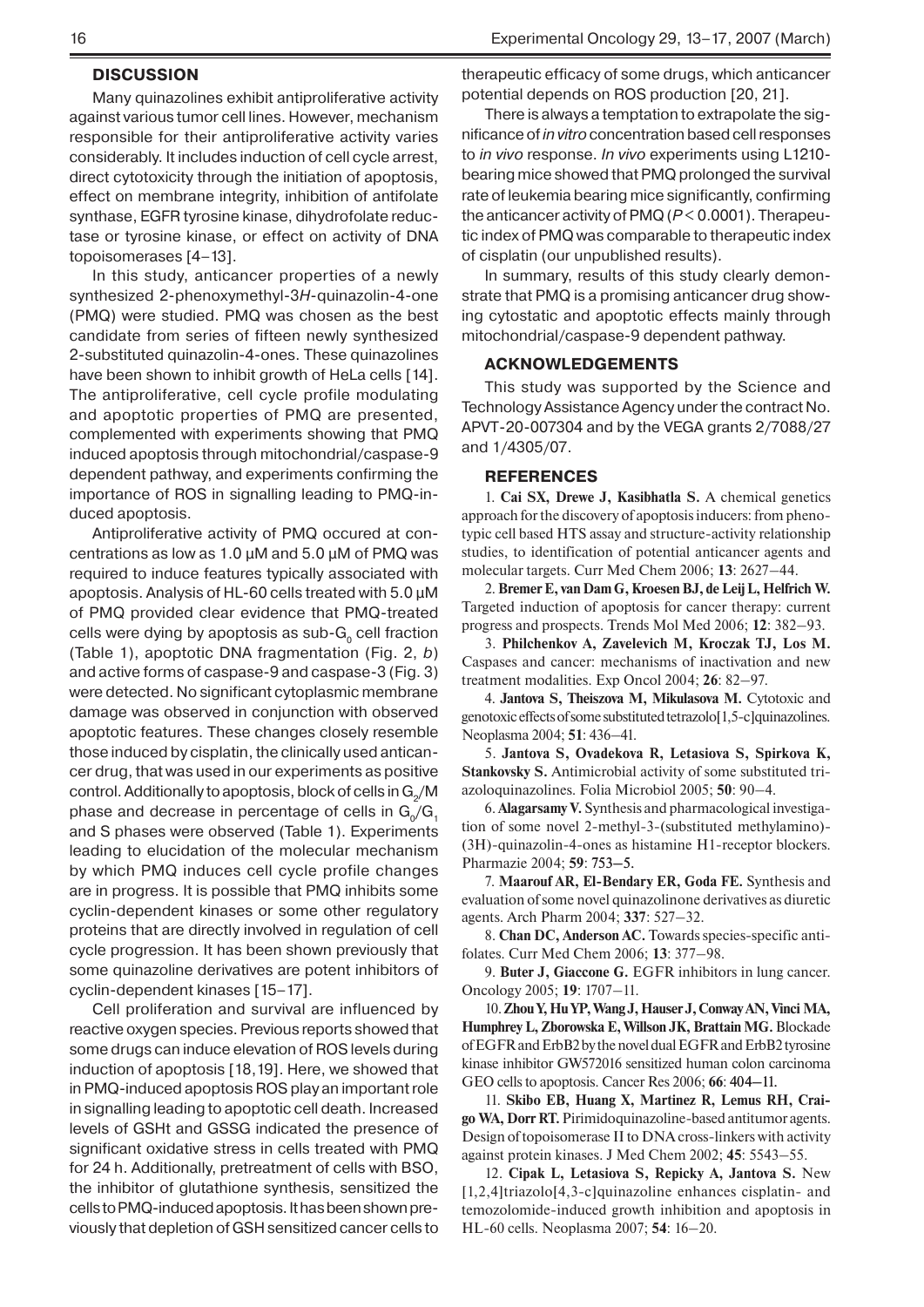## DISCUSSION

Many quinazolines exhibit antiproliferative activity against various tumor cell lines. However, mechanism responsible for their antiproliferative activity varies considerably. It includes induction of cell cycle arrest, direct cytotoxicity through the initiation of apoptosis, effect on membrane integrity, inhibition of antifolate synthase, EGFR tyrosine kinase, dihydrofolate reductase or tyrosine kinase, or effect on activity of DNA topoisomerases [4–13].

In this study, anticancer properties of a newly synthesized 2-phenoxymethyl-3*H*-quinazolin-4-one (PMQ) were studied. PMQ was chosen as the best candidate from series of fifteen newly synthesized 2-substituted quinazolin-4-ones. These quinazolines have been shown to inhibit growth of HeLa cells [14]. The antiproliferative, cell cycle profile modulating and apoptotic properties of PMQ are presented, complemented with experiments showing that PMQ induced apoptosis through mitochondrial/caspase-9 dependent pathway, and experiments confirming the importance of ROS in signalling leading to PMQ-induced apoptosis.

Antiproliferative activity of PMQ occured at concentrations as low as 1.0 μM and 5.0 μM of PMQ was required to induce features typically associated with apoptosis. Analysis of HL-60 cells treated with 5.0 μM of PMQ provided clear evidence that PMQ-treated cells were dying by apoptosis as sub-$G_0$ cell fraction (Table 1), apoptotic DNA fragmentation (Fig. 2, *b*) and active forms of caspase-9 and caspase-3 (Fig. 3) were detected. No significant cytoplasmic membrane damage was observed in conjunction with observed apoptotic features. These changes closely resemble those induced by cisplatin, the clinically used anticancer drug, that was used in our experiments as positive control. Additionally to apoptosis, block of cells in $G_2$/M phase and decrease in percentage of cells in $G_0$/$G_1$ and S phases were observed (Table 1). Experiments leading to elucidation of the molecular mechanism by which PMQ induces cell cycle profile changes are in progress. It is possible that PMQ inhibits some cyclin-dependent kinases or some other regulatory proteins that are directly involved in regulation of cell cycle progression. It has been shown previously that some quinazoline derivatives are potent inhibitors of cyclin-dependent kinases [15–17].

Cell proliferation and survival are influenced by reactive oxygen species. Previous reports showed that some drugs can induce elevation of ROS levels during induction of apoptosis [18,19]. Here, we showed that in PMQ-induced apoptosis ROS play an important role in signalling leading to apoptotic cell death. Increased levels of GSHt and GSSG indicated the presence of significant oxidative stress in cells treated with PMQ for 24 h. Additionally, pretreatment of cells with BSO, the inhibitor of glutathione synthesis, sensitized the cells to PMQ-induced apoptosis. It has been shown previously that depletion of GSH sensitized cancer cells to therapeutic efficacy of some drugs, which anticancer potential depends on ROS production [20, 21].

There is always a temptation to extrapolate the significance of *in vitro* concentration based cell responses to *in vivo* response. *In vivo* experiments using L1210-bearing mice showed that PMQ prolonged the survival rate of leukemia bearing mice significantly, confirming the anticancer activity of PMQ ($P < 0.0001$). Therapeutic index of PMQ was comparable to therapeutic index of cisplatin (our unpublished results).

In summary, results of this study clearly demonstrate that PMQ is a promising anticancer drug showing cytostatic and apoptotic effects mainly through mitochondrial/caspase-9 dependent pathway.

## ACKNOWLEDGEMENTS

This study was supported by the Science and Technology Assistance Agency under the contract No. APVT-20-007304 and by the VEGA grants 2/7088/27 and 1/4305/07.

## REFERENCES

1. **Cai SX, Drewe J, Kasibhatla S.** A chemical genetics approach for the discovery of apoptosis inducers: from phenotypic cell based HTS assay and structure-activity relationship studies, to identification of potential anticancer agents and molecular targets. Curr Med Chem 2006; **13**: 2627–44.

2. **Bremer E, van Dam G, Kroesen BJ, de Leij L, Helfrich W.** Targeted induction of apoptosis for cancer therapy: current progress and prospects. Trends Mol Med 2006; **12**: 382–93.

3. **Philchenkov A, Zavelevich M, Kroczak TJ, Los M.** Caspases and cancer: mechanisms of inactivation and new treatment modalities. Exp Oncol 2004; **26**: 82–97.

4. **Jantova S, Theiszova M, Mikulasova M.** Cytotoxic and genotoxic effects of some substituted tetrazolo[1,5-c]quinazolines. Neoplasma 2004; **51**: 436–41.

5. **Jantova S, Ovadekova R, Letasiova S, Spirkova K, Stankovsky S.** Antimicrobial activity of some substituted triazoloquinazolines. Folia Microbiol 2005; **50**: 90–4.

6. **Alagarsamy V.** Synthesis and pharmacological investigation of some novel 2-methyl-3-(substituted methylamino)-(3H)-quinazolin-4-ones as histamine H1-receptor blockers. Pharmazie 2004; **59**: 753–5.

7. **Maarouf AR, El-Bendary ER, Goda FE.** Synthesis and evaluation of some novel quinazolinone derivatives as diuretic agents. Arch Pharm 2004; **337**: 527–32.

8. **Chan DC, Anderson AC.** Towards species-specific antifolates. Curr Med Chem 2006; **13**: 377–98.

9. **Buter J, Giaccone G.** EGFR inhibitors in lung cancer. Oncology 2005; **19**: 1707–11.

10. **Zhou Y, Hu YP, Wang J, Hauser J, Conway AN, Vinci MA, Humphrey L, Zborowska E, Willson JK, Brattain MG.** Blockade of EGFR and ErbB2 by the novel dual EGFR and ErbB2 tyrosine kinase inhibitor GW572016 sensitized human colon carcinoma GEO cells to apoptosis. Cancer Res 2006; **66**: 404–11.

11. **Skibo EB, Huang X, Martinez R, Lemus RH, Craigo WA, Dorr RT.** Pirimidoquinazoline-based antitumor agents. Design of topoisomerase II to DNA cross-linkers with activity against protein kinases. J Med Chem 2002; **45**: 5543–55.

12. **Cipak L, Letasiova S, Repicky A, Jantova S.** New [1,2,4]triazolo[4,3-c]quinazoline enhances cisplatin- and temozolomide-induced growth inhibition and apoptosis in HL-60 cells. Neoplasma 2007; **54**: 16–20.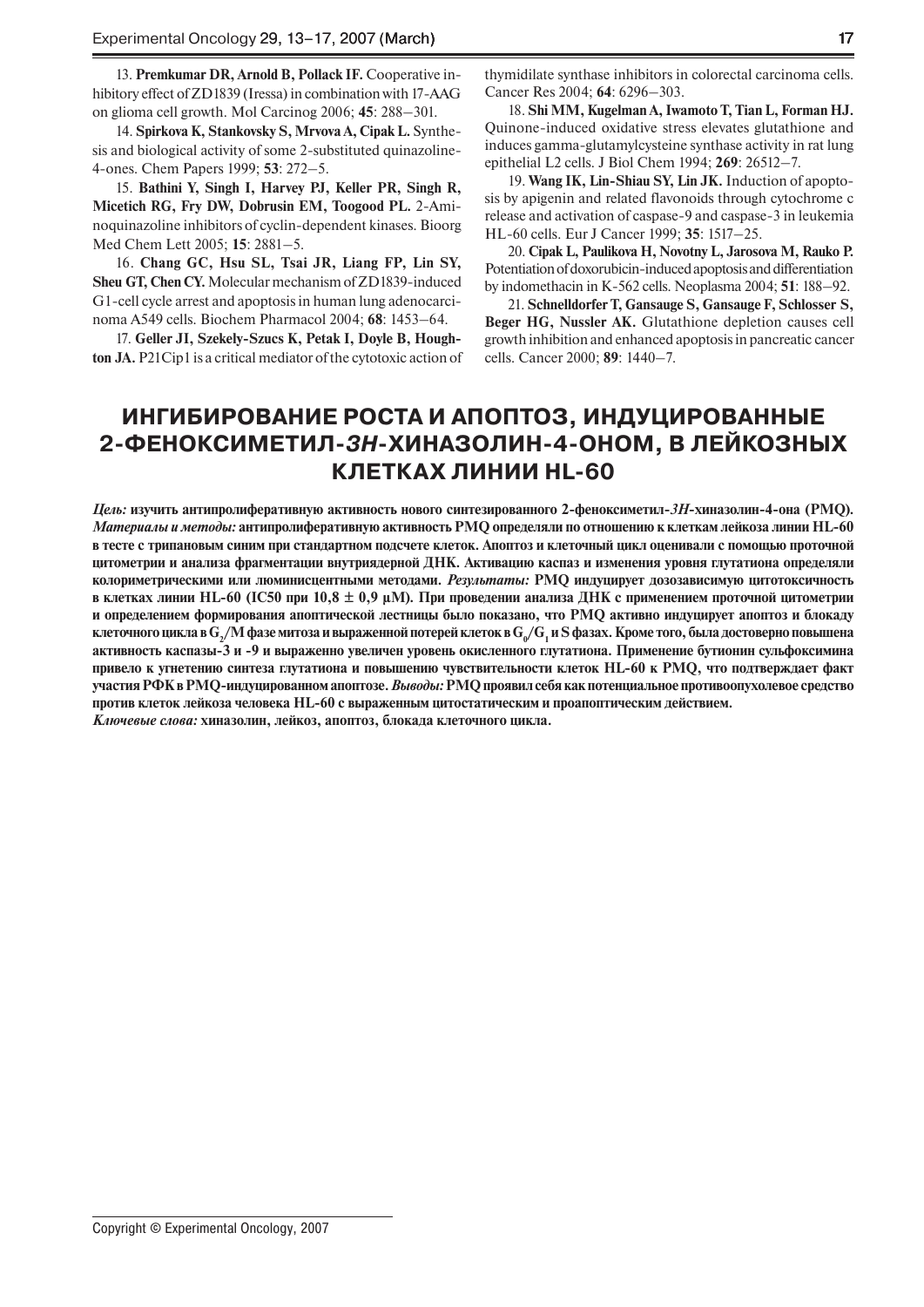13. **Premkumar DR, Arnold B, Pollack IF.** Cooperative inhibitory effect of ZD1839 (Iressa) in combination with 17-AAG on glioma cell growth. Mol Carcinog 2006; **45**: 288–301.

14. **Spirkova K, Stankovsky S, Mrvova A, Cipak L.** Synthesis and biological activity of some 2-substituted quinazoline-4-ones. Chem Papers 1999; **53**: 272–5.

15. **Bathini Y, Singh I, Harvey PJ, Keller PR, Singh R, Micetich RG, Fry DW, Dobrusin EM, Toogood PL.** 2-Aminoquinazoline inhibitors of cyclin-dependent kinases. Bioorg Med Chem Lett 2005; **15**: 2881–5.

16. **Chang GC, Hsu SL, Tsai JR, Liang FP, Lin SY, Sheu GT, Chen CY.** Molecular mechanism of ZD1839-induced G1-cell cycle arrest and apoptosis in human lung adenocarcinoma A549 cells. Biochem Pharmacol 2004; **68**: 1453–64.

17. **Geller JI, Szekely-Szucs K, Petak I, Doyle B, Houghton JA.** P21Cip1 is a critical mediator of the cytotoxic action of thymidilate synthase inhibitors in colorectal carcinoma cells. Cancer Res 2004; **64**: 6296–303.

18. **Shi MM, Kugelman A, Iwamoto T, Tian L, Forman HJ.** Quinone-induced oxidative stress elevates glutathione and induces gamma-glutamylcysteine synthase activity in rat lung epithelial L2 cells. J Biol Chem 1994; **269**: 26512–7.

19. **Wang IK, Lin-Shiau SY, Lin JK.** Induction of apoptosis by apigenin and related flavonoids through cytochrome c release and activation of caspase-9 and caspase-3 in leukemia HL-60 cells. Eur J Cancer 1999; **35**: 1517–25.

20. **Cipak L, Paulikova H, Novotny L, Jarosova M, Rauko P.** Potentiation of doxorubicin-induced apoptosis and differentiation by indomethacin in K-562 cells. Neoplasma 2004; **51**: 188–92.

21. **Schnelldorfer T, Gansauge S, Gansauge F, Schlosser S, Beger HG, Nussler AK.** Glutathione depletion causes cell growth inhibition and enhanced apoptosis in pancreatic cancer cells. Cancer 2000; **89**: 1440–7.

# ИНГИБИРОВАНИЕ РОСТА И АПОПТОЗ, ИНДУЦИРОВАННЫЕ 2-ФЕНОКСИМЕТИЛ-*3Н*-ХИНАЗОЛИН-4-ОНОМ, В ЛЕЙКОЗНЫХ КЛЕТКАХ ЛИНИИ HL-60

***Цель:*** **изучить антипролиферативную активность нового синтезированного 2-феноксиметил-*3Н*-хиназолин-4-она (PMQ).** ***Материалы и методы:*** **антипролиферативную активность PMQ определяли по отношению к клеткам лейкоза линии HL-60 в тесте с трипановым синим при стандартном подсчете клеток. Апоптоз и клеточный цикл оценивали с помощью проточной цитометрии и анализа фрагментации внутриядерной ДНК. Активацию каспаз и изменения уровня глутатиона определяли колориметрическими или люминисцентными методами.** ***Результаты:*** **PMQ индуцирует дозозависимую цитотоксичность в клетках линии HL-60 (IC50 при 10,8 ± 0,9 µM). При проведении анализа ДНК с применением проточной цитометрии и определением формирования апоптической лестницы было показано, что PMQ активно индуцирует апоптоз и блокаду клеточного цикла в $G_2$/M фазе митоза и выраженной потерей клеток в $G_0$/$G_1$ и S фазах. Кроме того, была достоверно повышена активность каспазы-3 и -9 и выраженно увеличен уровень окисленного глутатиона. Применение бутионин сульфоксимина привело к угнетению синтеза глутатиона и повышению чувствительности клеток HL-60 к PMQ, что подтверждает факт участия РФК в PMQ-индуцированном апоптозе.** ***Выводы:*** **PMQ проявил себя как потенциальное противоопухолевое средство против клеток лейкоза человека HL-60 с выраженным цитостатическим и проапоптическим действием.**

***Ключевые слова:*** **хиназолин, лейкоз, апоптоз, блокада клеточного цикла.**